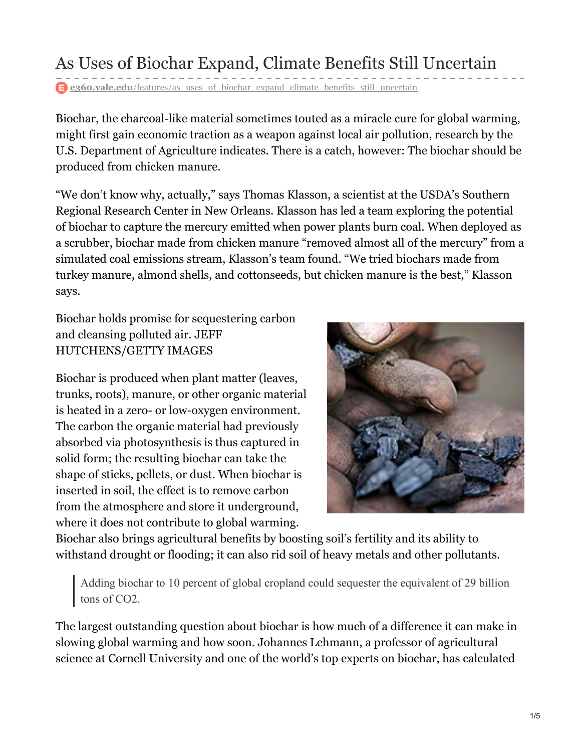# As Uses of Biochar Expand, Climate Benefits Still Uncertain

e360.yale.edu/features/as_uses_of_biochar_expand_climate_benefits_still_uncertain

Biochar, the charcoal-like material sometimes touted as a miracle cure for global warming, might first gain economic traction as a weapon against local air pollution, research by the U.S. Department of Agriculture indicates. There is a catch, however: The biochar should be produced from chicken manure.

"We don't know why, actually," says Thomas Klasson, a scientist at the USDA's Southern Regional Research Center in New Orleans. Klasson has led a team exploring the potential of biochar to capture the mercury emitted when power plants burn coal. When deployed as a scrubber, biochar made from chicken manure "removed almost all of the mercury" from a simulated coal emissions stream, Klasson's team found. "We tried biochars made from turkey manure, almond shells, and cottonseeds, but chicken manure is the best," Klasson says.

Biochar holds promise for sequestering carbon and cleansing polluted air. JEFF HUTCHENS/GETTY IMAGES

Biochar is produced when plant matter (leaves, trunks, roots), manure, or other organic material is heated in a zero- or low-oxygen environment. The carbon the organic material had previously absorbed via photosynthesis is thus captured in solid form; the resulting biochar can take the shape of sticks, pellets, or dust. When biochar is inserted in soil, the effect is to remove carbon from the atmosphere and store it underground, where it does not contribute to global warming. Biochar also brings agricultural benefits by boosting soil's fertility and its ability to withstand drought or flooding; it can also rid soil of heavy metals and other pollutants.

> Adding biochar to 10 percent of global cropland could sequester the equivalent of 29 billion tons of $CO_2$.

The largest outstanding question about biochar is how much of a difference it can make in slowing global warming and how soon. Johannes Lehmann, a professor of agricultural science at Cornell University and one of the world's top experts on biochar, has calculated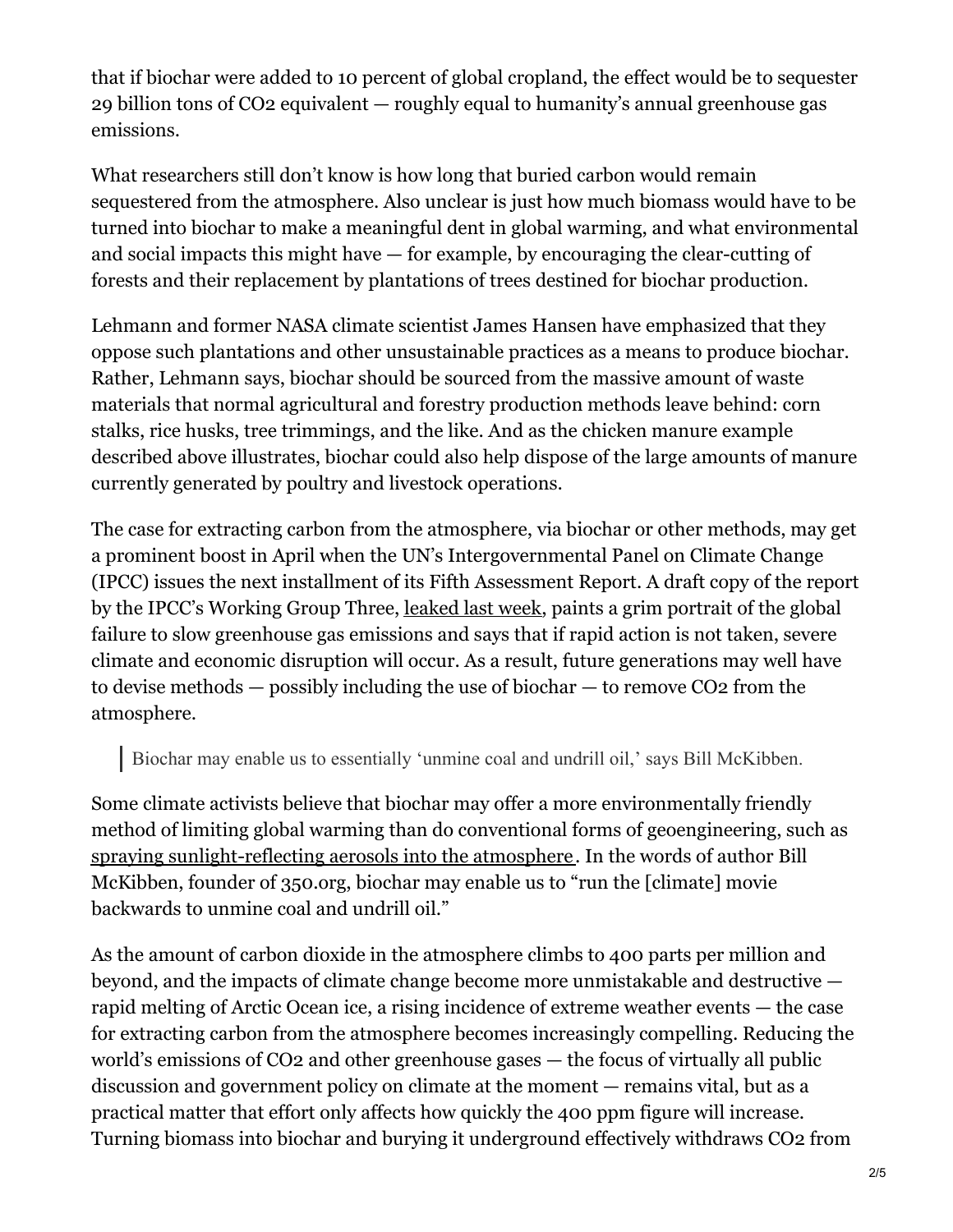that if biochar were added to 10 percent of global cropland, the effect would be to sequester 29 billion tons of $CO_2$ equivalent — roughly equal to humanity's annual greenhouse gas emissions.

What researchers still don't know is how long that buried carbon would remain sequestered from the atmosphere. Also unclear is just how much biomass would have to be turned into biochar to make a meaningful dent in global warming, and what environmental and social impacts this might have — for example, by encouraging the clear-cutting of forests and their replacement by plantations of trees destined for biochar production.

Lehmann and former NASA climate scientist James Hansen have emphasized that they oppose such plantations and other unsustainable practices as a means to produce biochar. Rather, Lehmann says, biochar should be sourced from the massive amount of waste materials that normal agricultural and forestry production methods leave behind: corn stalks, rice husks, tree trimmings, and the like. And as the chicken manure example described above illustrates, biochar could also help dispose of the large amounts of manure currently generated by poultry and livestock operations.

The case for extracting carbon from the atmosphere, via biochar or other methods, may get a prominent boost in April when the UN's Intergovernmental Panel on Climate Change (IPCC) issues the next installment of its Fifth Assessment Report. A draft copy of the report by the IPCC's Working Group Three, leaked last week, paints a grim portrait of the global failure to slow greenhouse gas emissions and says that if rapid action is not taken, severe climate and economic disruption will occur. As a result, future generations may well have to devise methods — possibly including the use of biochar — to remove $CO_2$ from the atmosphere.

> Biochar may enable us to essentially 'unmine coal and undrill oil,' says Bill McKibben.

Some climate activists believe that biochar may offer a more environmentally friendly method of limiting global warming than do conventional forms of geoengineering, such as spraying sunlight-reflecting aerosols into the atmosphere. In the words of author Bill McKibben, founder of 350.org, biochar may enable us to "run the [climate] movie backwards to unmine coal and undrill oil."

As the amount of carbon dioxide in the atmosphere climbs to 400 parts per million and beyond, and the impacts of climate change become more unmistakable and destructive — rapid melting of Arctic Ocean ice, a rising incidence of extreme weather events — the case for extracting carbon from the atmosphere becomes increasingly compelling. Reducing the world's emissions of $CO_2$ and other greenhouse gases — the focus of virtually all public discussion and government policy on climate at the moment — remains vital, but as a practical matter that effort only affects how quickly the 400 ppm figure will increase. Turning biomass into biochar and burying it underground effectively withdraws $CO_2$ from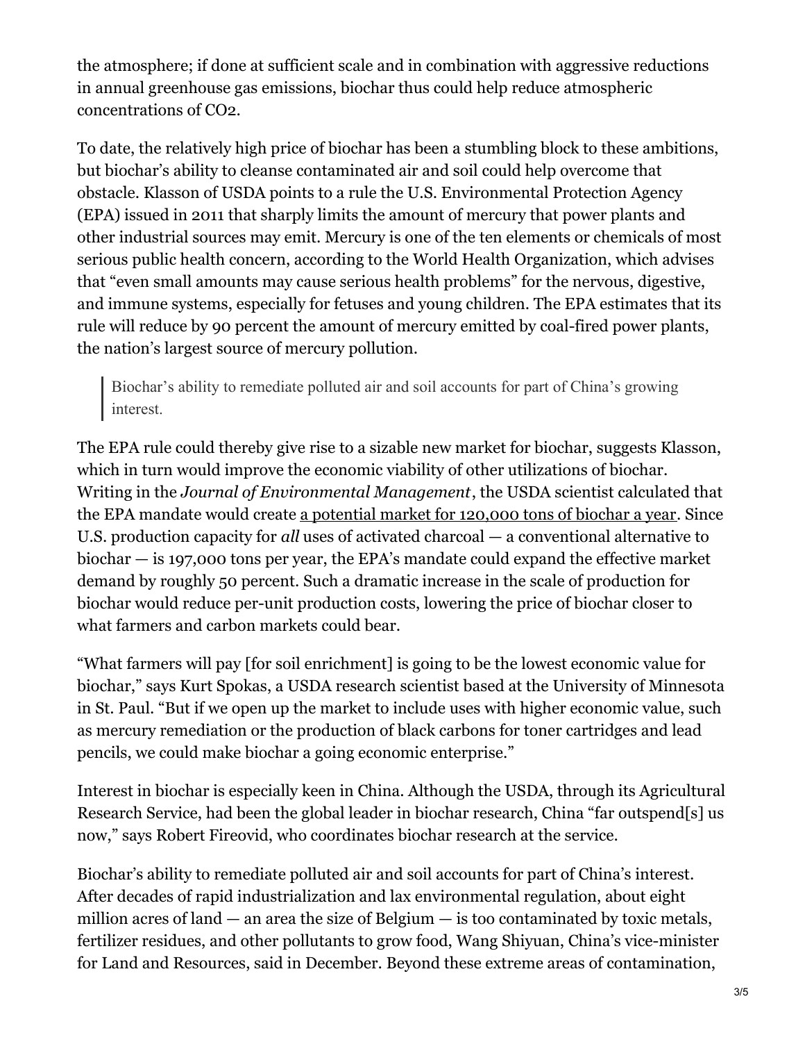the atmosphere; if done at sufficient scale and in combination with aggressive reductions in annual greenhouse gas emissions, biochar thus could help reduce atmospheric concentrations of $CO_2$.

To date, the relatively high price of biochar has been a stumbling block to these ambitions, but biochar's ability to cleanse contaminated air and soil could help overcome that obstacle. Klasson of USDA points to a rule the U.S. Environmental Protection Agency (EPA) issued in 2011 that sharply limits the amount of mercury that power plants and other industrial sources may emit. Mercury is one of the ten elements or chemicals of most serious public health concern, according to the World Health Organization, which advises that "even small amounts may cause serious health problems" for the nervous, digestive, and immune systems, especially for fetuses and young children. The EPA estimates that its rule will reduce by 90 percent the amount of mercury emitted by coal-fired power plants, the nation's largest source of mercury pollution.

> Biochar's ability to remediate polluted air and soil accounts for part of China's growing interest.

The EPA rule could thereby give rise to a sizable new market for biochar, suggests Klasson, which in turn would improve the economic viability of other utilizations of biochar. Writing in the *Journal of Environmental Management*, the USDA scientist calculated that the EPA mandate would create a potential market for 120,000 tons of biochar a year. Since U.S. production capacity for *all* uses of activated charcoal — a conventional alternative to biochar — is 197,000 tons per year, the EPA's mandate could expand the effective market demand by roughly 50 percent. Such a dramatic increase in the scale of production for biochar would reduce per-unit production costs, lowering the price of biochar closer to what farmers and carbon markets could bear.

"What farmers will pay [for soil enrichment] is going to be the lowest economic value for biochar," says Kurt Spokas, a USDA research scientist based at the University of Minnesota in St. Paul. "But if we open up the market to include uses with higher economic value, such as mercury remediation or the production of black carbons for toner cartridges and lead pencils, we could make biochar a going economic enterprise."

Interest in biochar is especially keen in China. Although the USDA, through its Agricultural Research Service, had been the global leader in biochar research, China "far outspend[s] us now," says Robert Fireovid, who coordinates biochar research at the service.

Biochar's ability to remediate polluted air and soil accounts for part of China's interest. After decades of rapid industrialization and lax environmental regulation, about eight million acres of land — an area the size of Belgium — is too contaminated by toxic metals, fertilizer residues, and other pollutants to grow food, Wang Shiyuan, China's vice-minister for Land and Resources, said in December. Beyond these extreme areas of contamination,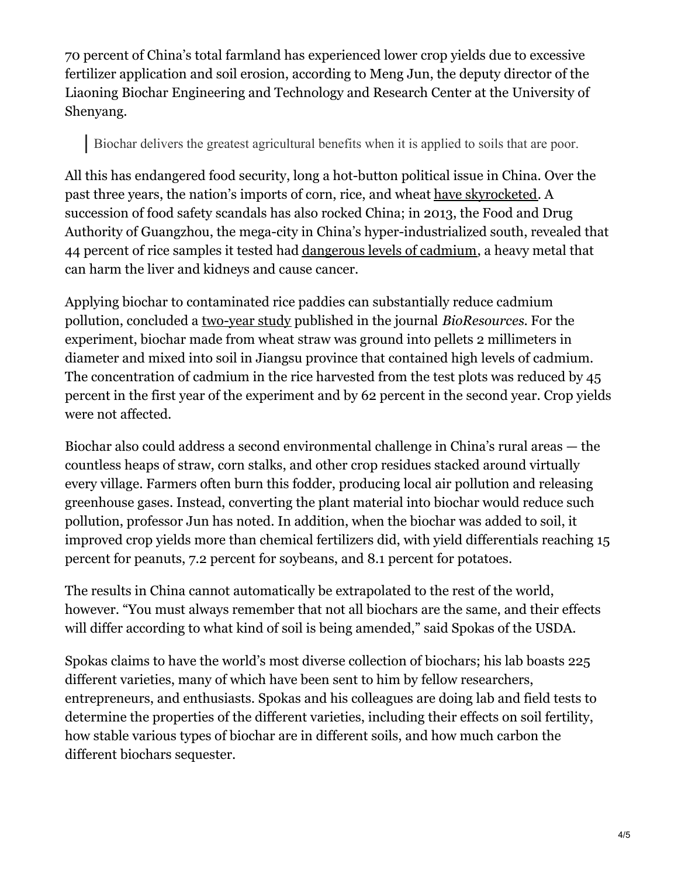70 percent of China's total farmland has experienced lower crop yields due to excessive fertilizer application and soil erosion, according to Meng Jun, the deputy director of the Liaoning Biochar Engineering and Technology and Research Center at the University of Shenyang.

> Biochar delivers the greatest agricultural benefits when it is applied to soils that are poor.

All this has endangered food security, long a hot-button political issue in China. Over the past three years, the nation's imports of corn, rice, and wheat have skyrocketed. A succession of food safety scandals has also rocked China; in 2013, the Food and Drug Authority of Guangzhou, the mega-city in China's hyper-industrialized south, revealed that 44 percent of rice samples it tested had dangerous levels of cadmium, a heavy metal that can harm the liver and kidneys and cause cancer.

Applying biochar to contaminated rice paddies can substantially reduce cadmium pollution, concluded a two-year study published in the journal *BioResources*. For the experiment, biochar made from wheat straw was ground into pellets 2 millimeters in diameter and mixed into soil in Jiangsu province that contained high levels of cadmium. The concentration of cadmium in the rice harvested from the test plots was reduced by 45 percent in the first year of the experiment and by 62 percent in the second year. Crop yields were not affected.

Biochar also could address a second environmental challenge in China's rural areas — the countless heaps of straw, corn stalks, and other crop residues stacked around virtually every village. Farmers often burn this fodder, producing local air pollution and releasing greenhouse gases. Instead, converting the plant material into biochar would reduce such pollution, professor Jun has noted. In addition, when the biochar was added to soil, it improved crop yields more than chemical fertilizers did, with yield differentials reaching 15 percent for peanuts, 7.2 percent for soybeans, and 8.1 percent for potatoes.

The results in China cannot automatically be extrapolated to the rest of the world, however. "You must always remember that not all biochars are the same, and their effects will differ according to what kind of soil is being amended," said Spokas of the USDA.

Spokas claims to have the world's most diverse collection of biochars; his lab boasts 225 different varieties, many of which have been sent to him by fellow researchers, entrepreneurs, and enthusiasts. Spokas and his colleagues are doing lab and field tests to determine the properties of the different varieties, including their effects on soil fertility, how stable various types of biochar are in different soils, and how much carbon the different biochars sequester.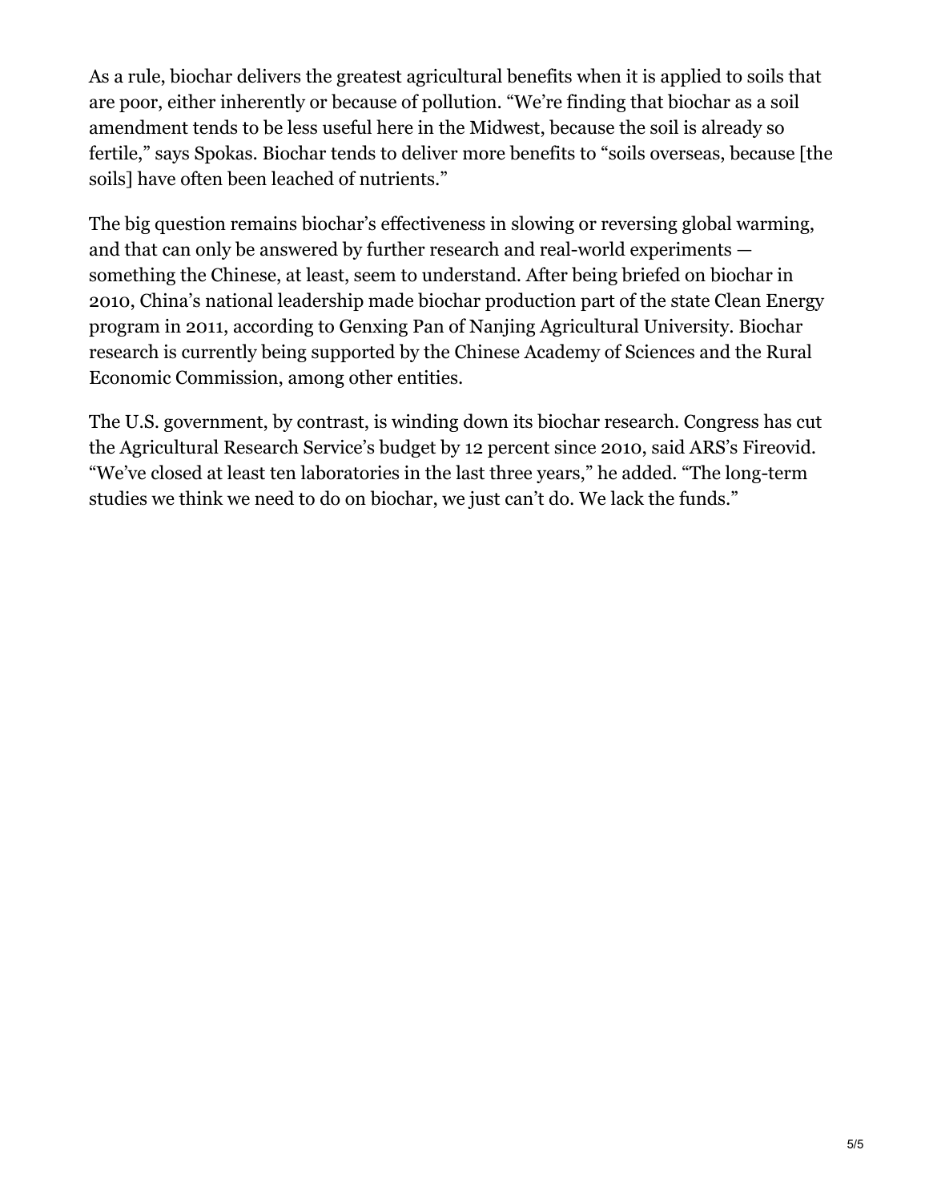As a rule, biochar delivers the greatest agricultural benefits when it is applied to soils that are poor, either inherently or because of pollution. “We’re finding that biochar as a soil amendment tends to be less useful here in the Midwest, because the soil is already so fertile,” says Spokas. Biochar tends to deliver more benefits to “soils overseas, because [the soils] have often been leached of nutrients.”

The big question remains biochar’s effectiveness in slowing or reversing global warming, and that can only be answered by further research and real-world experiments — something the Chinese, at least, seem to understand. After being briefed on biochar in 2010, China’s national leadership made biochar production part of the state Clean Energy program in 2011, according to Genxing Pan of Nanjing Agricultural University. Biochar research is currently being supported by the Chinese Academy of Sciences and the Rural Economic Commission, among other entities.

The U.S. government, by contrast, is winding down its biochar research. Congress has cut the Agricultural Research Service’s budget by 12 percent since 2010, said ARS’s Fireovid. “We’ve closed at least ten laboratories in the last three years,” he added. “The long-term studies we think we need to do on biochar, we just can’t do. We lack the funds.”